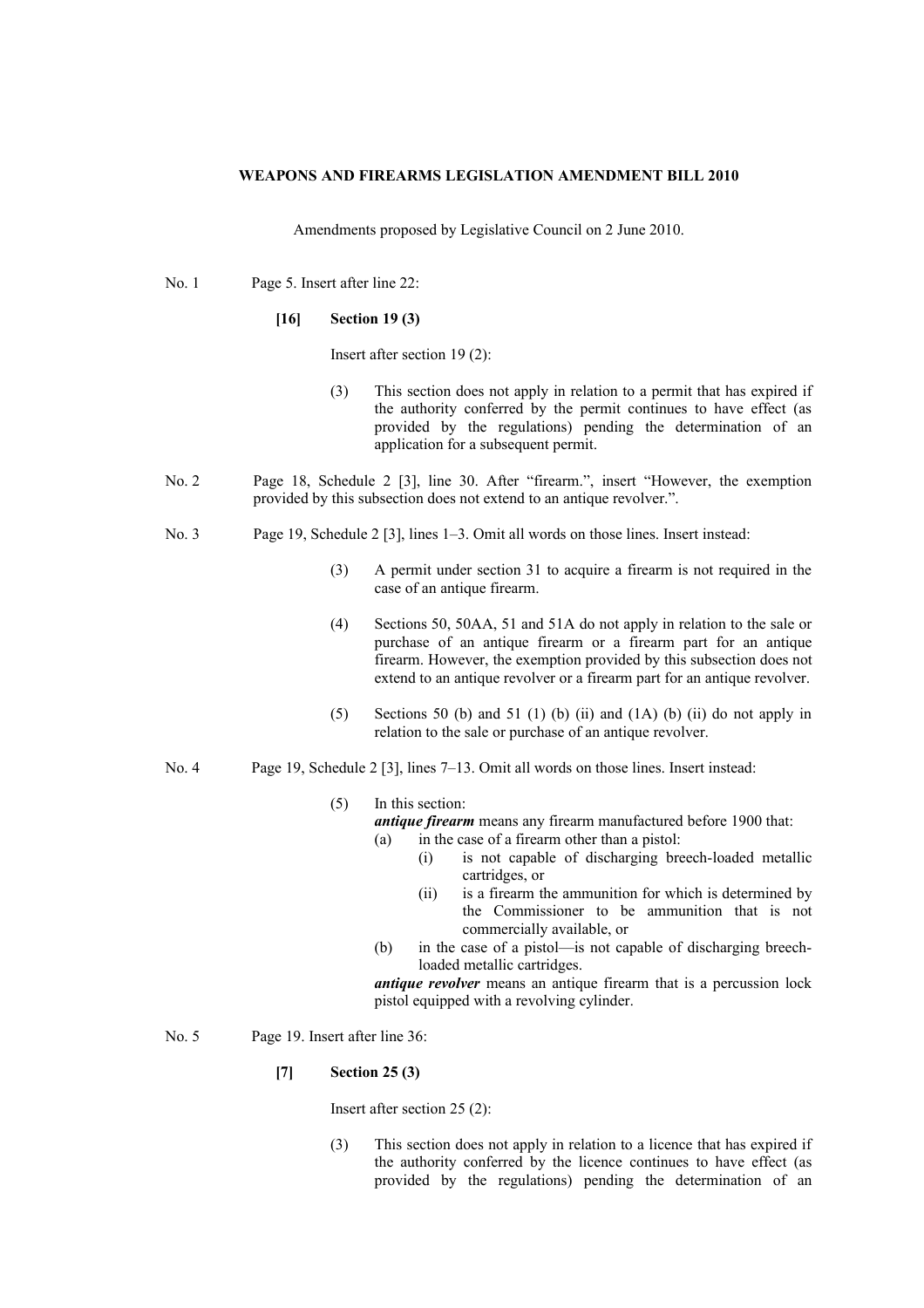**WEAPONS AND FIREARMS LEGISLATION AMENDMENT BILL 2010**

Amendments proposed by Legislative Council on 2 June 2010.

No. 1 Page 5. Insert after line 22:

**[16] Section 19 (3)**

Insert after section 19 (2):

(3) This section does not apply in relation to a permit that has expired if the authority conferred by the permit continues to have effect (as provided by the regulations) pending the determination of an application for a subsequent permit.

No. 2 Page 18, Schedule 2 [3], line 30. After "firearm.", insert "However, the exemption provided by this subsection does not extend to an antique revolver.".

No. 3 Page 19, Schedule 2 [3], lines 1–3. Omit all words on those lines. Insert instead:

(3) A permit under section 31 to acquire a firearm is not required in the case of an antique firearm.

(4) Sections 50, 50AA, 51 and 51A do not apply in relation to the sale or purchase of an antique firearm or a firearm part for an antique firearm. However, the exemption provided by this subsection does not extend to an antique revolver or a firearm part for an antique revolver.

(5) Sections 50 (b) and 51 (1) (b) (ii) and (1A) (b) (ii) do not apply in relation to the sale or purchase of an antique revolver.

No. 4 Page 19, Schedule 2 [3], lines 7–13. Omit all words on those lines. Insert instead:

(5) In this section:

***antique firearm*** means any firearm manufactured before 1900 that:

(a) in the case of a firearm other than a pistol:

(i) is not capable of discharging breech-loaded metallic cartridges, or

(ii) is a firearm the ammunition for which is determined by the Commissioner to be ammunition that is not commercially available, or

(b) in the case of a pistol—is not capable of discharging breech-loaded metallic cartridges.

***antique revolver*** means an antique firearm that is a percussion lock pistol equipped with a revolving cylinder.

No. 5 Page 19. Insert after line 36:

**[7] Section 25 (3)**

Insert after section 25 (2):

(3) This section does not apply in relation to a licence that has expired if the authority conferred by the licence continues to have effect (as provided by the regulations) pending the determination of an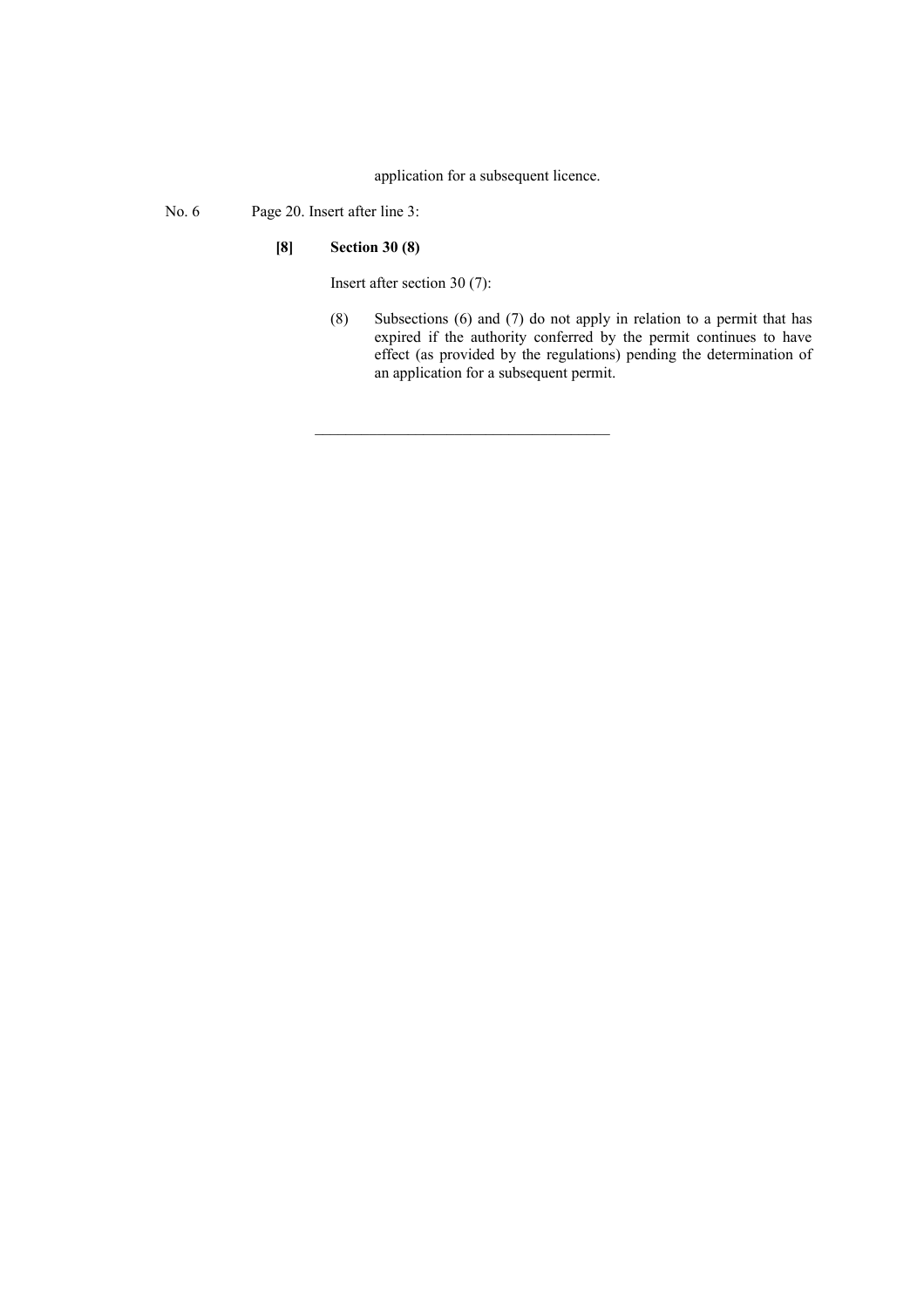application for a subsequent licence.

No. 6 Page 20. Insert after line 3:

**[8] Section 30 (8)**

Insert after section 30 (7):

(8) Subsections (6) and (7) do not apply in relation to a permit that has expired if the authority conferred by the permit continues to have effect (as provided by the regulations) pending the determination of an application for a subsequent permit.

---